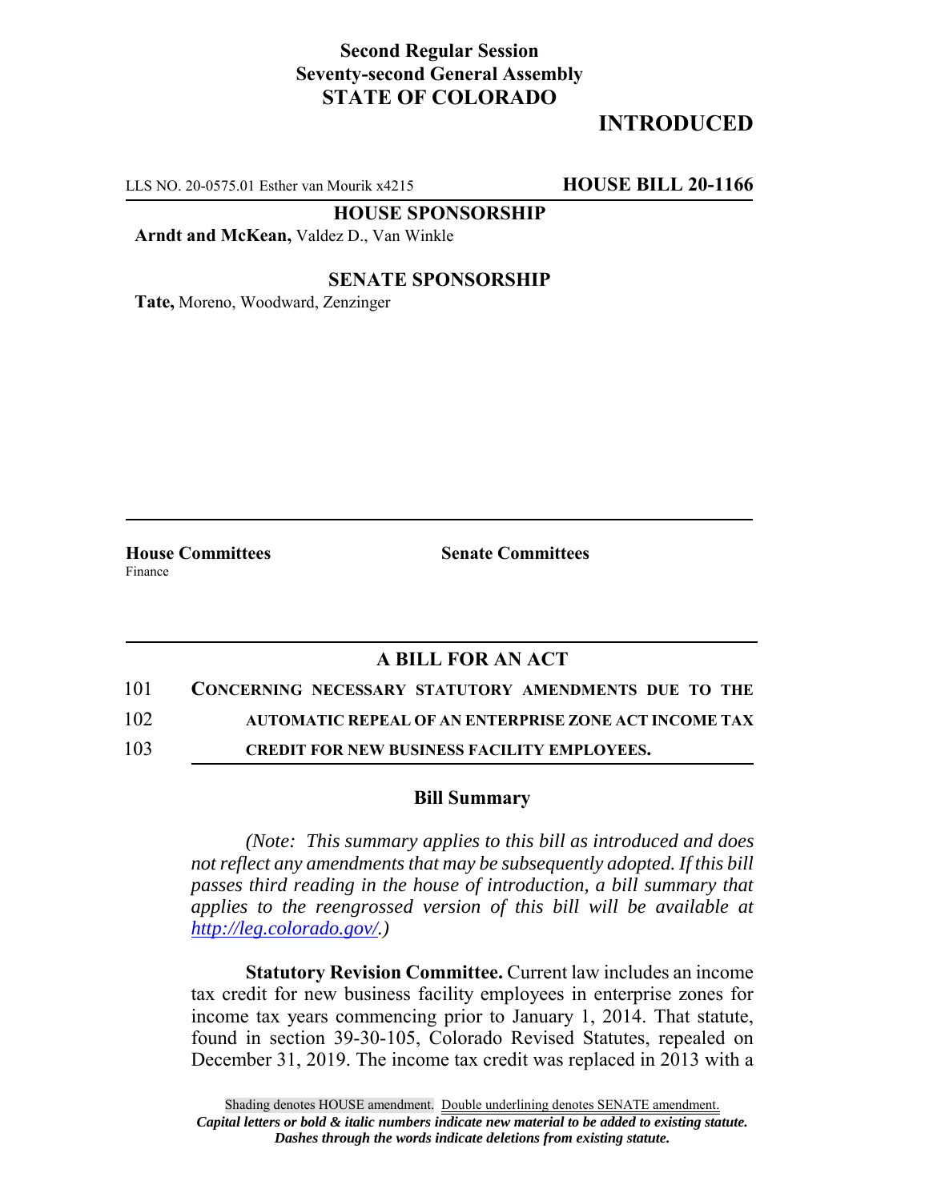**Second Regular Session**
**Seventy-second General Assembly**
**STATE OF COLORADO**

# INTRODUCED

LLS NO. 20-0575.01 Esther van Mourik x4215 **HOUSE BILL 20-1166**

**HOUSE SPONSORSHIP**

**Arndt and McKean,** Valdez D., Van Winkle

**SENATE SPONSORSHIP**

**Tate,** Moreno, Woodward, Zenzinger

**House Committees**
Finance

**Senate Committees**

## A BILL FOR AN ACT

101 **CONCERNING NECESSARY STATUTORY AMENDMENTS DUE TO THE**
102 **AUTOMATIC REPEAL OF AN ENTERPRISE ZONE ACT INCOME TAX**
103 **CREDIT FOR NEW BUSINESS FACILITY EMPLOYEES.**

### Bill Summary

*(Note: This summary applies to this bill as introduced and does not reflect any amendments that may be subsequently adopted. If this bill passes third reading in the house of introduction, a bill summary that applies to the reengrossed version of this bill will be available at http://leg.colorado.gov/.)*

**Statutory Revision Committee.** Current law includes an income tax credit for new business facility employees in enterprise zones for income tax years commencing prior to January 1, 2014. That statute, found in section 39-30-105, Colorado Revised Statutes, repealed on December 31, 2019. The income tax credit was replaced in 2013 with a

Shading denotes HOUSE amendment. Double underlining denotes SENATE amendment.
*Capital letters or bold & italic numbers indicate new material to be added to existing statute.*
*Dashes through the words indicate deletions from existing statute.*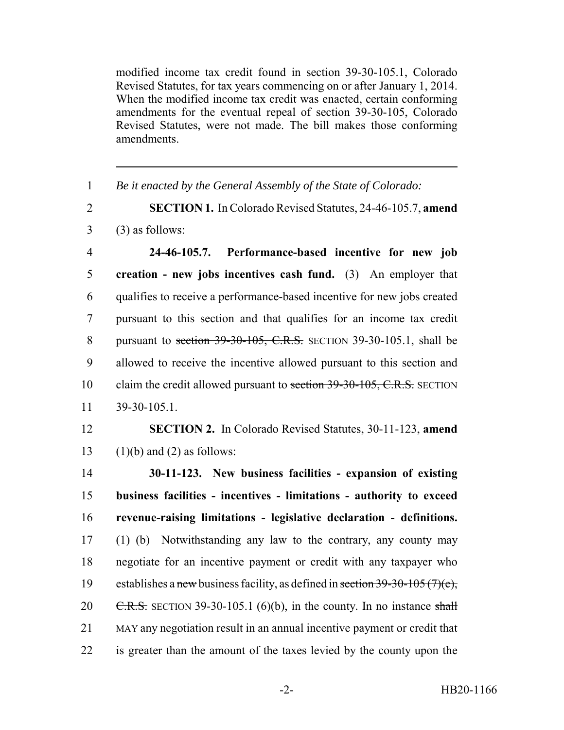modified income tax credit found in section 39-30-105.1, Colorado Revised Statutes, for tax years commencing on or after January 1, 2014. When the modified income tax credit was enacted, certain conforming amendments for the eventual repeal of section 39-30-105, Colorado Revised Statutes, were not made. The bill makes those conforming amendments.

---

1 *Be it enacted by the General Assembly of the State of Colorado:*

2 **SECTION 1.** In Colorado Revised Statutes, 24-46-105.7, **amend**
3 (3) as follows:

4 **24-46-105.7. Performance-based incentive for new job**
5 **creation - new jobs incentives cash fund.** (3) An employer that
6 qualifies to receive a performance-based incentive for new jobs created
7 pursuant to this section and that qualifies for an income tax credit
8 pursuant to ~~section 39-30-105, C.R.S.~~ SECTION 39-30-105.1, shall be
9 allowed to receive the incentive allowed pursuant to this section and
10 claim the credit allowed pursuant to ~~section 39-30-105, C.R.S.~~ SECTION
11 39-30-105.1.

12 **SECTION 2.** In Colorado Revised Statutes, 30-11-123, **amend**
13 (1)(b) and (2) as follows:

14 **30-11-123. New business facilities - expansion of existing**
15 **business facilities - incentives - limitations - authority to exceed**
16 **revenue-raising limitations - legislative declaration - definitions.**
17 (1) (b) Notwithstanding any law to the contrary, any county may
18 negotiate for an incentive payment or credit with any taxpayer who
19 establishes a ~~new~~ business facility, as defined in ~~section 39-30-105 (7)(e),~~
20 ~~C.R.S.~~ SECTION 39-30-105.1 (6)(b), in the county. In no instance ~~shall~~
21 MAY any negotiation result in an annual incentive payment or credit that
22 is greater than the amount of the taxes levied by the county upon the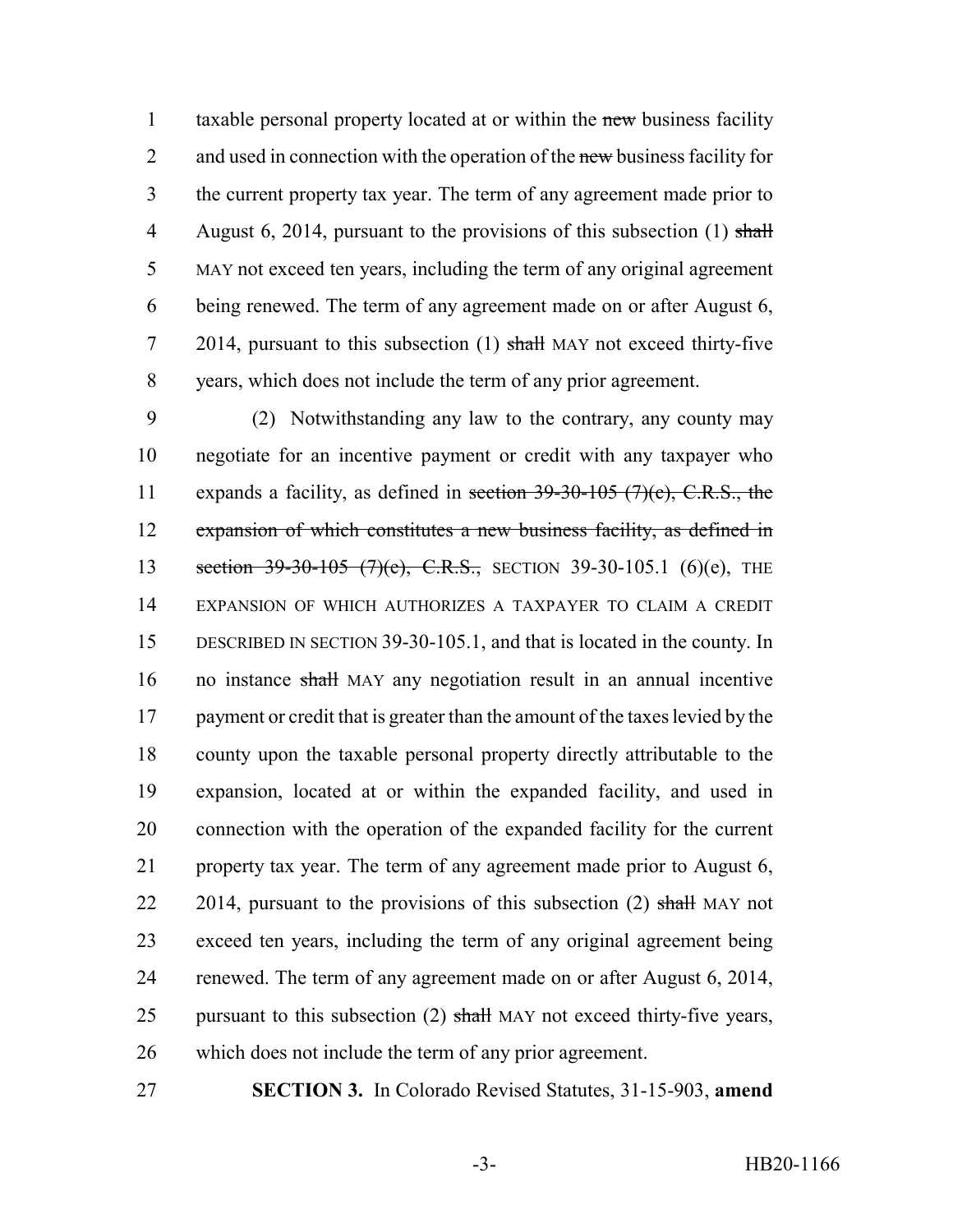taxable personal property located at or within the ~~new~~ business facility and used in connection with the operation of the ~~new~~ business facility for the current property tax year. The term of any agreement made prior to August 6, 2014, pursuant to the provisions of this subsection (1) ~~shall~~ MAY not exceed ten years, including the term of any original agreement being renewed. The term of any agreement made on or after August 6, 2014, pursuant to this subsection (1) ~~shall~~ MAY not exceed thirty-five years, which does not include the term of any prior agreement.

(2) Notwithstanding any law to the contrary, any county may negotiate for an incentive payment or credit with any taxpayer who expands a facility, as defined in ~~section 39-30-105 (7)(c), C.R.S., the expansion of which constitutes a new business facility, as defined in section 39-30-105 (7)(e), C.R.S.,~~ SECTION 39-30-105.1 (6)(e), THE EXPANSION OF WHICH AUTHORIZES A TAXPAYER TO CLAIM A CREDIT DESCRIBED IN SECTION 39-30-105.1, and that is located in the county. In no instance ~~shall~~ MAY any negotiation result in an annual incentive payment or credit that is greater than the amount of the taxes levied by the county upon the taxable personal property directly attributable to the expansion, located at or within the expanded facility, and used in connection with the operation of the expanded facility for the current property tax year. The term of any agreement made prior to August 6, 2014, pursuant to the provisions of this subsection (2) ~~shall~~ MAY not exceed ten years, including the term of any original agreement being renewed. The term of any agreement made on or after August 6, 2014, pursuant to this subsection (2) ~~shall~~ MAY not exceed thirty-five years, which does not include the term of any prior agreement.

**SECTION 3.** In Colorado Revised Statutes, 31-15-903, **amend**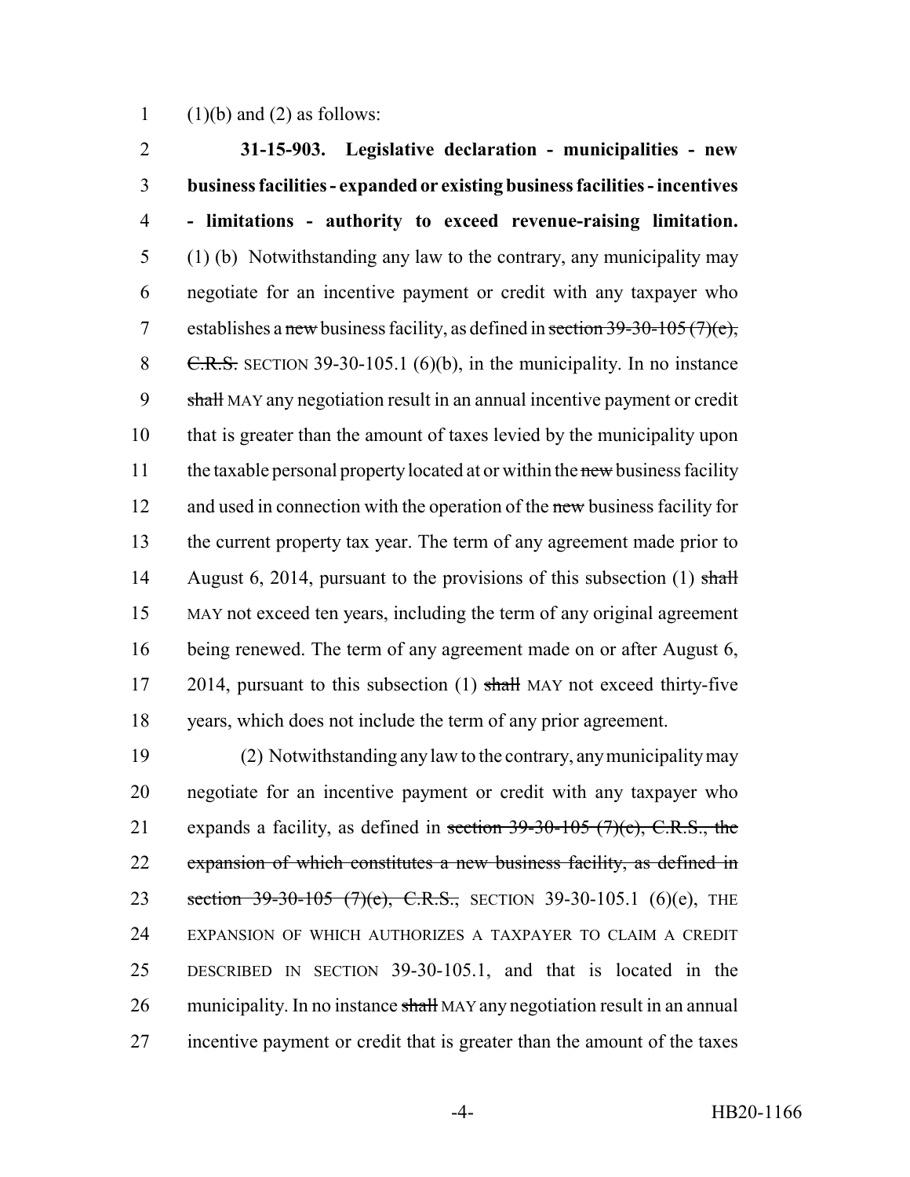(1)(b) and (2) as follows:

**31-15-903. Legislative declaration - municipalities - new business facilities - expanded or existing business facilities - incentives - limitations - authority to exceed revenue-raising limitation.** (1) (b) Notwithstanding any law to the contrary, any municipality may negotiate for an incentive payment or credit with any taxpayer who establishes a ~~new~~ business facility, as defined in ~~section 39-30-105 (7)(c), C.R.S.~~ SECTION 39-30-105.1 (6)(b), in the municipality. In no instance ~~shall~~ MAY any negotiation result in an annual incentive payment or credit that is greater than the amount of taxes levied by the municipality upon the taxable personal property located at or within the ~~new~~ business facility and used in connection with the operation of the ~~new~~ business facility for the current property tax year. The term of any agreement made prior to August 6, 2014, pursuant to the provisions of this subsection (1) ~~shall~~ MAY not exceed ten years, including the term of any original agreement being renewed. The term of any agreement made on or after August 6, 2014, pursuant to this subsection (1) ~~shall~~ MAY not exceed thirty-five years, which does not include the term of any prior agreement.

(2) Notwithstanding any law to the contrary, any municipality may negotiate for an incentive payment or credit with any taxpayer who expands a facility, as defined in ~~section 39-30-105 (7)(e), C.R.S., the expansion of which constitutes a new business facility, as defined in section 39-30-105 (7)(c), C.R.S.,~~ SECTION 39-30-105.1 (6)(e), THE EXPANSION OF WHICH AUTHORIZES A TAXPAYER TO CLAIM A CREDIT DESCRIBED IN SECTION 39-30-105.1, and that is located in the municipality. In no instance ~~shall~~ MAY any negotiation result in an annual incentive payment or credit that is greater than the amount of the taxes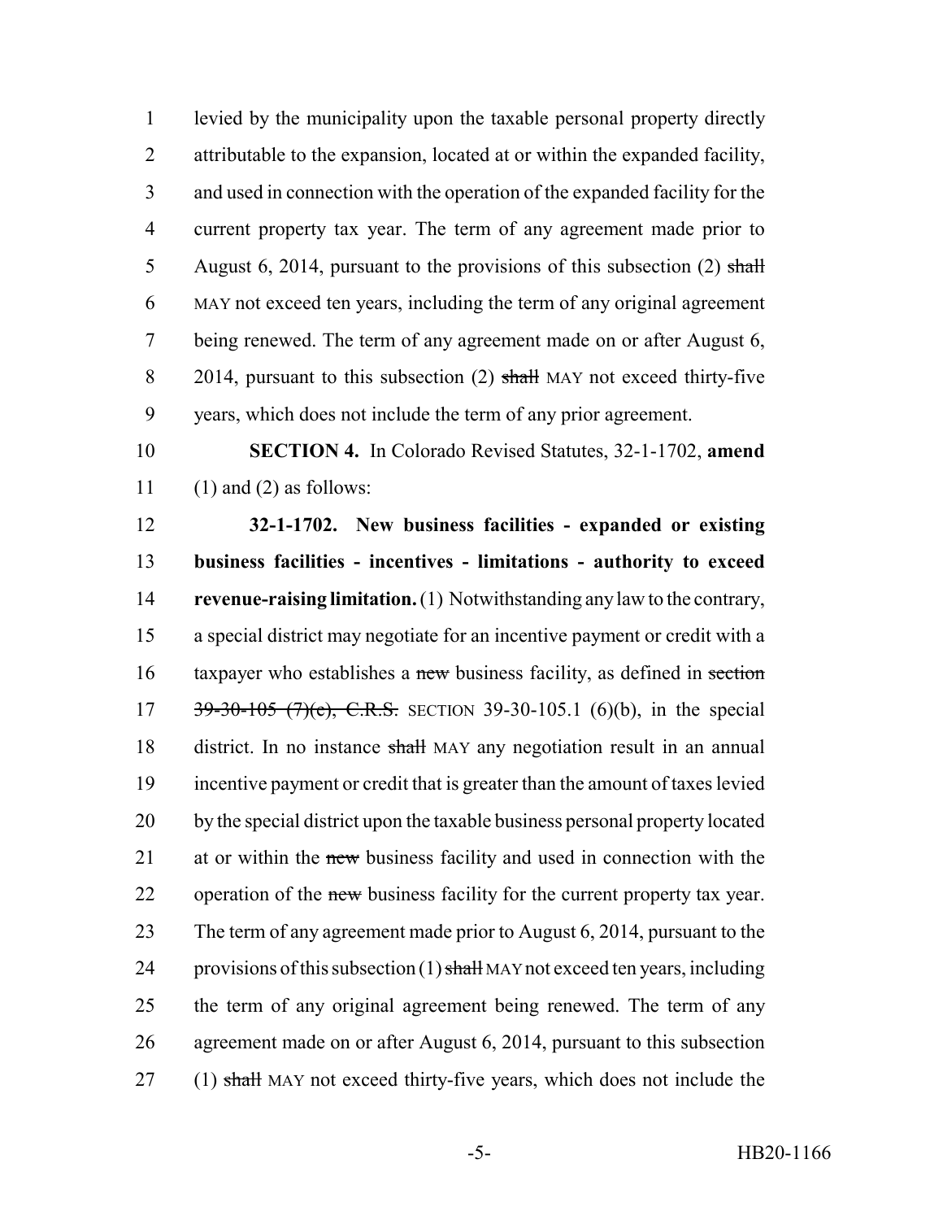levied by the municipality upon the taxable personal property directly attributable to the expansion, located at or within the expanded facility, and used in connection with the operation of the expanded facility for the current property tax year. The term of any agreement made prior to August 6, 2014, pursuant to the provisions of this subsection (2) ~~shall~~ MAY not exceed ten years, including the term of any original agreement being renewed. The term of any agreement made on or after August 6, 2014, pursuant to this subsection (2) ~~shall~~ MAY not exceed thirty-five years, which does not include the term of any prior agreement.

**SECTION 4.** In Colorado Revised Statutes, 32-1-1702, **amend** (1) and (2) as follows:

**32-1-1702. New business facilities - expanded or existing business facilities - incentives - limitations - authority to exceed revenue-raising limitation.** (1) Notwithstanding any law to the contrary, a special district may negotiate for an incentive payment or credit with a taxpayer who establishes a ~~new~~ business facility, as defined in ~~section 39-30-105 (7)(e), C.R.S.~~ SECTION 39-30-105.1 (6)(b), in the special district. In no instance ~~shall~~ MAY any negotiation result in an annual incentive payment or credit that is greater than the amount of taxes levied by the special district upon the taxable business personal property located at or within the ~~new~~ business facility and used in connection with the operation of the ~~new~~ business facility for the current property tax year. The term of any agreement made prior to August 6, 2014, pursuant to the provisions of this subsection (1) ~~shall~~ MAY not exceed ten years, including the term of any original agreement being renewed. The term of any agreement made on or after August 6, 2014, pursuant to this subsection (1) ~~shall~~ MAY not exceed thirty-five years, which does not include the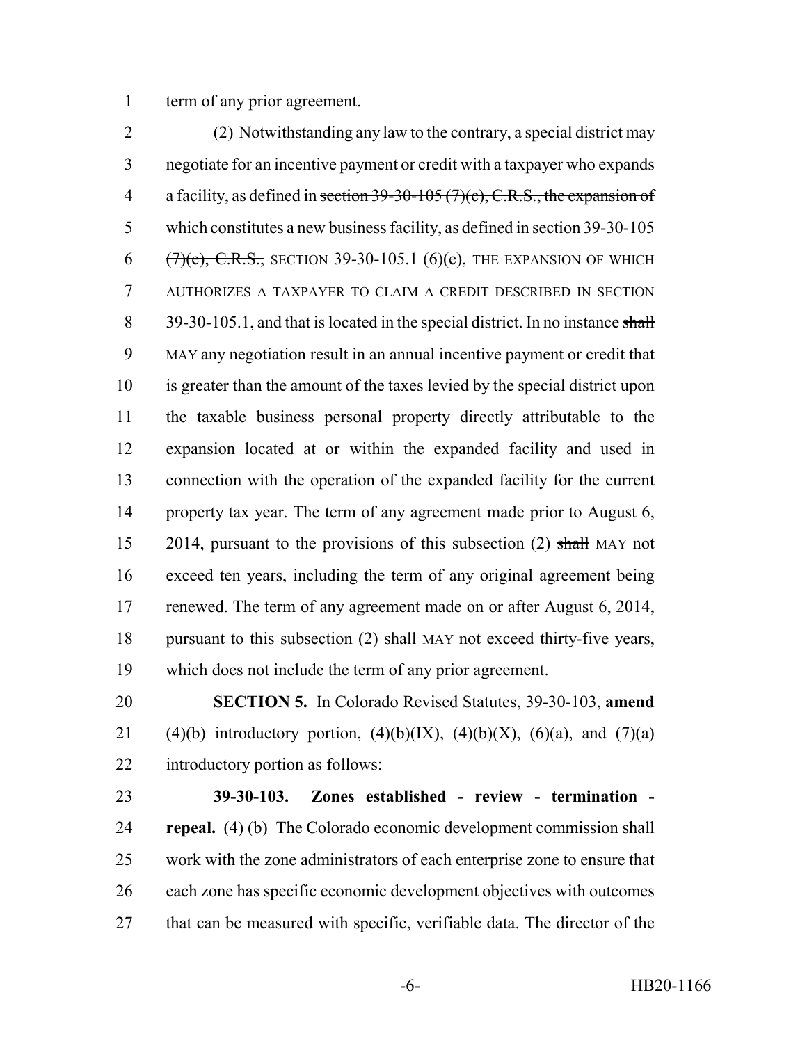term of any prior agreement.

(2) Notwithstanding any law to the contrary, a special district may negotiate for an incentive payment or credit with a taxpayer who expands a facility, as defined in ~~section 39-30-105 (7)(c), C.R.S., the expansion of which constitutes a new business facility, as defined in section 39-30-105 (7)(e), C.R.S.,~~ SECTION 39-30-105.1 (6)(e), THE EXPANSION OF WHICH AUTHORIZES A TAXPAYER TO CLAIM A CREDIT DESCRIBED IN SECTION 39-30-105.1, and that is located in the special district. In no instance ~~shall~~ MAY any negotiation result in an annual incentive payment or credit that is greater than the amount of the taxes levied by the special district upon the taxable business personal property directly attributable to the expansion located at or within the expanded facility and used in connection with the operation of the expanded facility for the current property tax year. The term of any agreement made prior to August 6, 2014, pursuant to the provisions of this subsection (2) ~~shall~~ MAY not exceed ten years, including the term of any original agreement being renewed. The term of any agreement made on or after August 6, 2014, pursuant to this subsection (2) ~~shall~~ MAY not exceed thirty-five years, which does not include the term of any prior agreement.

**SECTION 5.** In Colorado Revised Statutes, 39-30-103, **amend** (4)(b) introductory portion, (4)(b)(IX), (4)(b)(X), (6)(a), and (7)(a) introductory portion as follows:

**39-30-103. Zones established - review - termination - repeal.** (4) (b) The Colorado economic development commission shall work with the zone administrators of each enterprise zone to ensure that each zone has specific economic development objectives with outcomes that can be measured with specific, verifiable data. The director of the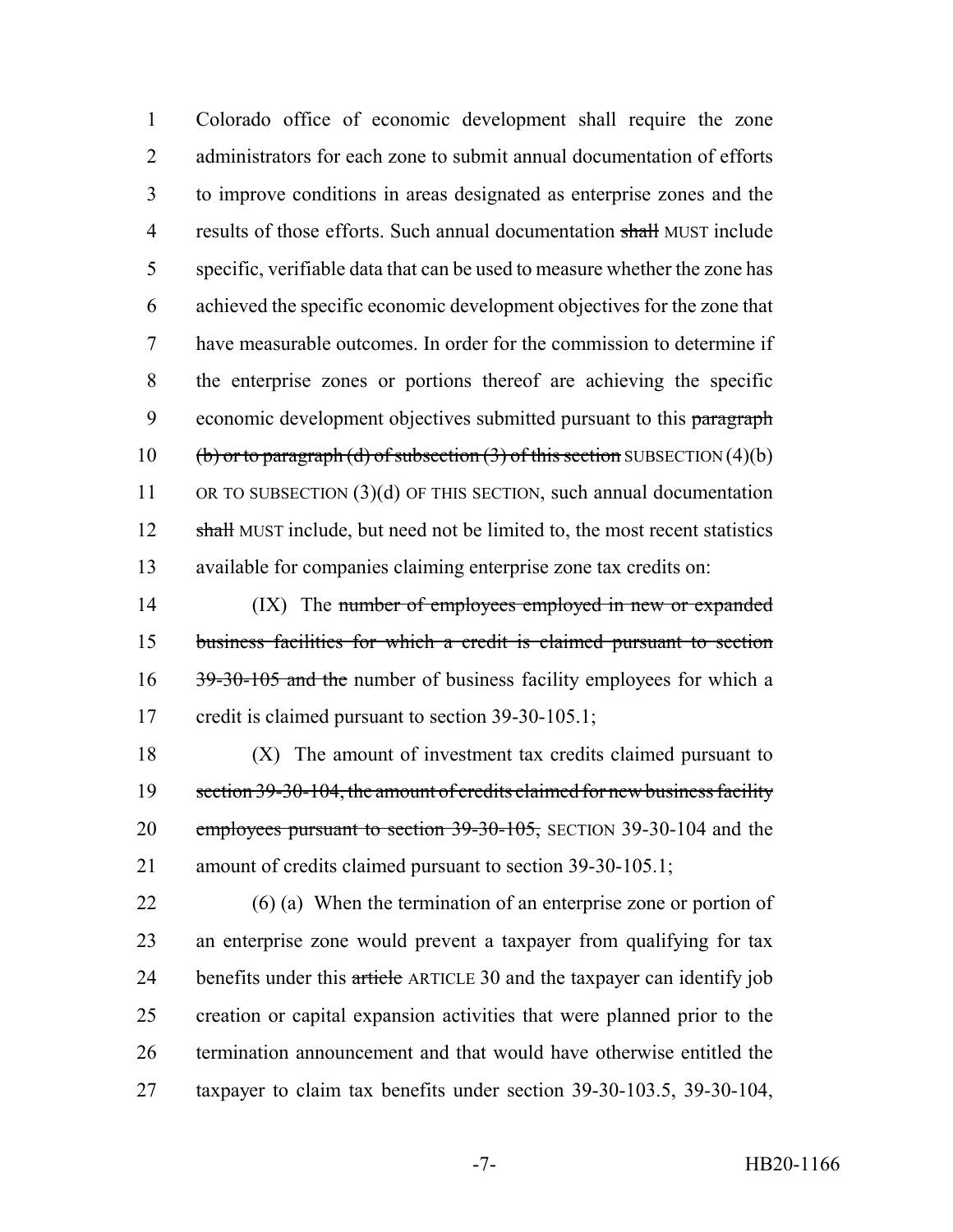Colorado office of economic development shall require the zone administrators for each zone to submit annual documentation of efforts to improve conditions in areas designated as enterprise zones and the results of those efforts. Such annual documentation ~~shall~~ MUST include specific, verifiable data that can be used to measure whether the zone has achieved the specific economic development objectives for the zone that have measurable outcomes. In order for the commission to determine if the enterprise zones or portions thereof are achieving the specific economic development objectives submitted pursuant to this ~~paragraph (b) or to paragraph (d) of subsection (3) of this section~~ SUBSECTION (4)(b) OR TO SUBSECTION (3)(d) OF THIS SECTION, such annual documentation ~~shall~~ MUST include, but need not be limited to, the most recent statistics available for companies claiming enterprise zone tax credits on:

(IX) The ~~number of employees employed in new or expanded business facilities for which a credit is claimed pursuant to section 39-30-105 and the~~ number of business facility employees for which a credit is claimed pursuant to section 39-30-105.1;

(X) The amount of investment tax credits claimed pursuant to ~~section 39-30-104, the amount of credits claimed for new business facility employees pursuant to section 39-30-105,~~ SECTION 39-30-104 and the amount of credits claimed pursuant to section 39-30-105.1;

(6) (a) When the termination of an enterprise zone or portion of an enterprise zone would prevent a taxpayer from qualifying for tax benefits under this ~~article~~ ARTICLE 30 and the taxpayer can identify job creation or capital expansion activities that were planned prior to the termination announcement and that would have otherwise entitled the taxpayer to claim tax benefits under section 39-30-103.5, 39-30-104,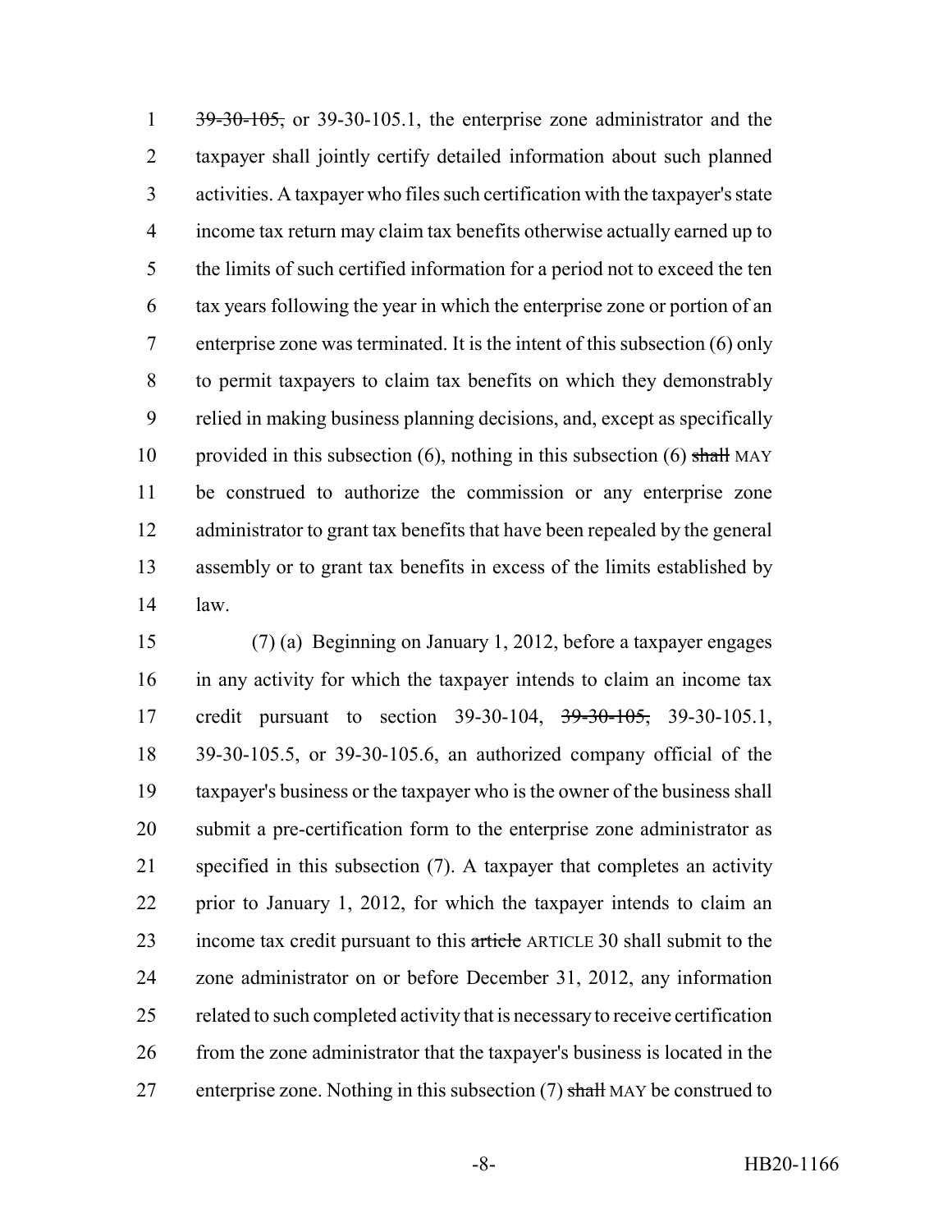~~39-30-105,~~ or 39-30-105.1, the enterprise zone administrator and the taxpayer shall jointly certify detailed information about such planned activities. A taxpayer who files such certification with the taxpayer's state income tax return may claim tax benefits otherwise actually earned up to the limits of such certified information for a period not to exceed the ten tax years following the year in which the enterprise zone or portion of an enterprise zone was terminated. It is the intent of this subsection (6) only to permit taxpayers to claim tax benefits on which they demonstrably relied in making business planning decisions, and, except as specifically provided in this subsection (6), nothing in this subsection (6) ~~shall~~ MAY be construed to authorize the commission or any enterprise zone administrator to grant tax benefits that have been repealed by the general assembly or to grant tax benefits in excess of the limits established by law.

(7) (a) Beginning on January 1, 2012, before a taxpayer engages in any activity for which the taxpayer intends to claim an income tax credit pursuant to section 39-30-104, ~~39-30-105,~~ 39-30-105.1, 39-30-105.5, or 39-30-105.6, an authorized company official of the taxpayer's business or the taxpayer who is the owner of the business shall submit a pre-certification form to the enterprise zone administrator as specified in this subsection (7). A taxpayer that completes an activity prior to January 1, 2012, for which the taxpayer intends to claim an income tax credit pursuant to this ~~article~~ ARTICLE 30 shall submit to the zone administrator on or before December 31, 2012, any information related to such completed activity that is necessary to receive certification from the zone administrator that the taxpayer's business is located in the enterprise zone. Nothing in this subsection (7) ~~shall~~ MAY be construed to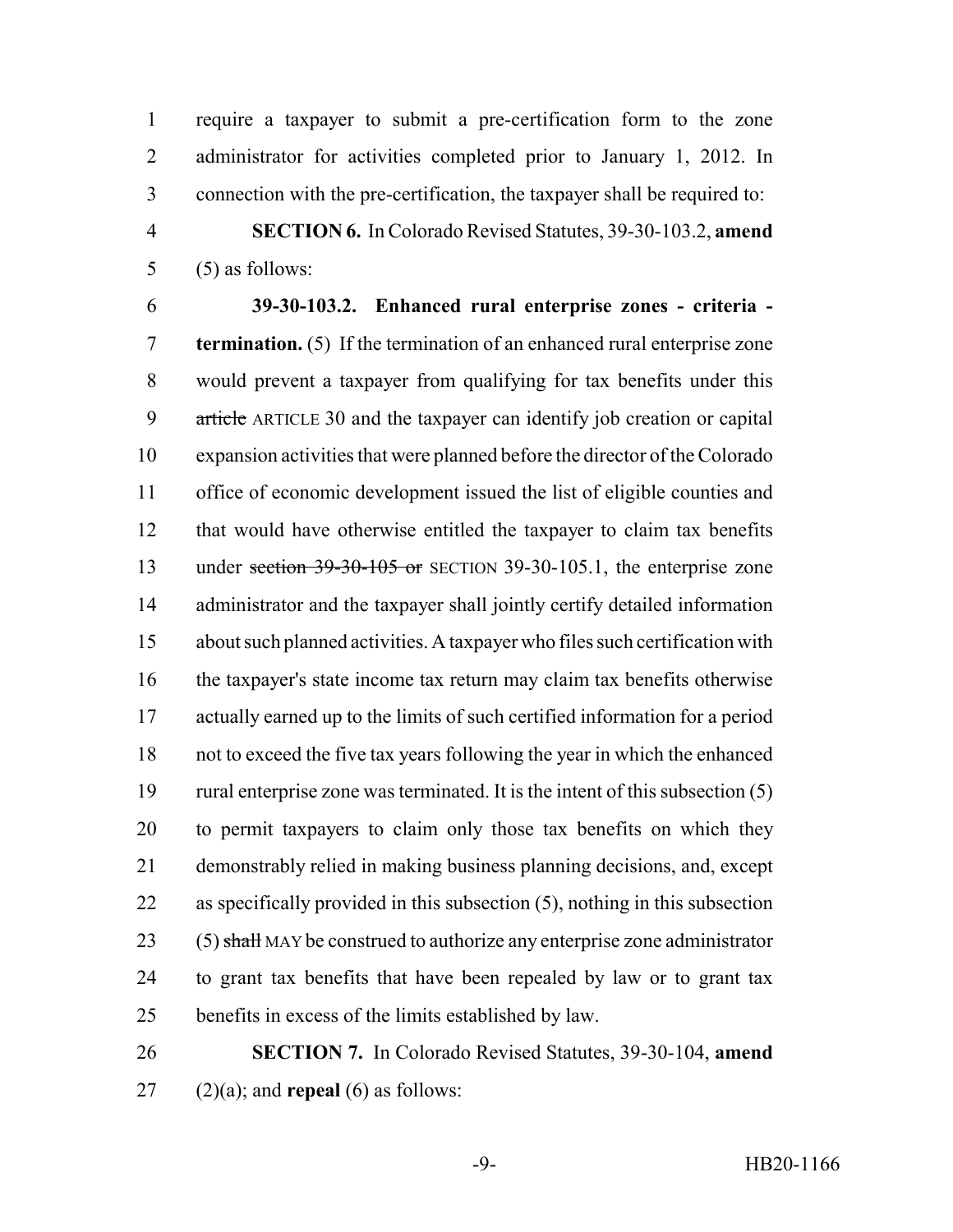require a taxpayer to submit a pre-certification form to the zone administrator for activities completed prior to January 1, 2012. In connection with the pre-certification, the taxpayer shall be required to:

**SECTION 6.** In Colorado Revised Statutes, 39-30-103.2, **amend** (5) as follows:

**39-30-103.2. Enhanced rural enterprise zones - criteria - termination.** (5) If the termination of an enhanced rural enterprise zone would prevent a taxpayer from qualifying for tax benefits under this ~~article~~ ARTICLE 30 and the taxpayer can identify job creation or capital expansion activities that were planned before the director of the Colorado office of economic development issued the list of eligible counties and that would have otherwise entitled the taxpayer to claim tax benefits under ~~section 39-30-105 or~~ SECTION 39-30-105.1, the enterprise zone administrator and the taxpayer shall jointly certify detailed information about such planned activities. A taxpayer who files such certification with the taxpayer's state income tax return may claim tax benefits otherwise actually earned up to the limits of such certified information for a period not to exceed the five tax years following the year in which the enhanced rural enterprise zone was terminated. It is the intent of this subsection (5) to permit taxpayers to claim only those tax benefits on which they demonstrably relied in making business planning decisions, and, except as specifically provided in this subsection (5), nothing in this subsection (5) ~~shall~~ MAY be construed to authorize any enterprise zone administrator to grant tax benefits that have been repealed by law or to grant tax benefits in excess of the limits established by law.

**SECTION 7.** In Colorado Revised Statutes, 39-30-104, **amend** (2)(a); and **repeal** (6) as follows: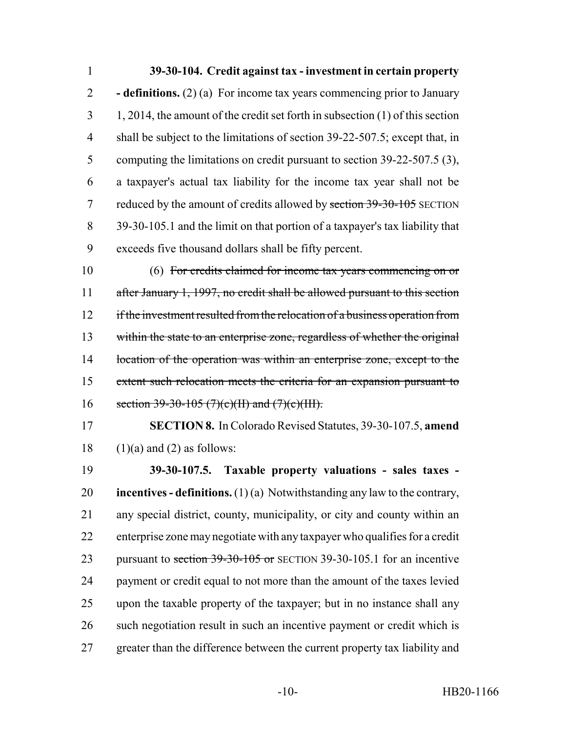**39-30-104. Credit against tax - investment in certain property - definitions.** (2) (a) For income tax years commencing prior to January 1, 2014, the amount of the credit set forth in subsection (1) of this section shall be subject to the limitations of section 39-22-507.5; except that, in computing the limitations on credit pursuant to section 39-22-507.5 (3), a taxpayer's actual tax liability for the income tax year shall not be reduced by the amount of credits allowed by ~~section 39-30-105~~ SECTION 39-30-105.1 and the limit on that portion of a taxpayer's tax liability that exceeds five thousand dollars shall be fifty percent.

(6) ~~For credits claimed for income tax years commencing on or after January 1, 1997, no credit shall be allowed pursuant to this section if the investment resulted from the relocation of a business operation from within the state to an enterprise zone, regardless of whether the original location of the operation was within an enterprise zone, except to the extent such relocation meets the criteria for an expansion pursuant to section 39-30-105 (7)(c)(II) and (7)(c)(III).~~

**SECTION 8.** In Colorado Revised Statutes, 39-30-107.5, **amend** (1)(a) and (2) as follows:

**39-30-107.5. Taxable property valuations - sales taxes - incentives - definitions.** (1) (a) Notwithstanding any law to the contrary, any special district, county, municipality, or city and county within an enterprise zone may negotiate with any taxpayer who qualifies for a credit pursuant to ~~section 39-30-105 or~~ SECTION 39-30-105.1 for an incentive payment or credit equal to not more than the amount of the taxes levied upon the taxable property of the taxpayer; but in no instance shall any such negotiation result in such an incentive payment or credit which is greater than the difference between the current property tax liability and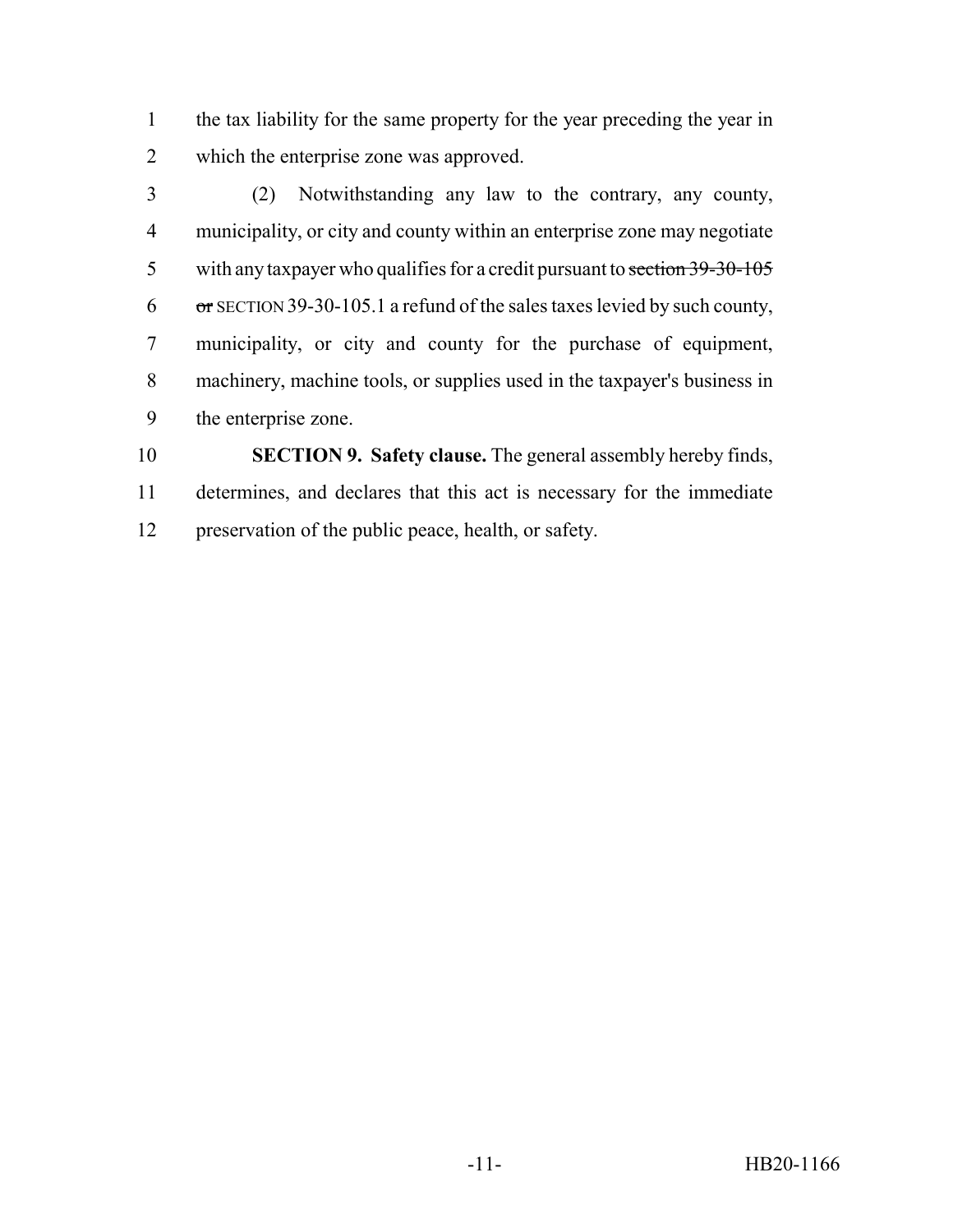the tax liability for the same property for the year preceding the year in which the enterprise zone was approved.

(2) Notwithstanding any law to the contrary, any county, municipality, or city and county within an enterprise zone may negotiate with any taxpayer who qualifies for a credit pursuant to ~~section 39-30-105 or~~ SECTION 39-30-105.1 a refund of the sales taxes levied by such county, municipality, or city and county for the purchase of equipment, machinery, machine tools, or supplies used in the taxpayer's business in the enterprise zone.

**SECTION 9. Safety clause.** The general assembly hereby finds, determines, and declares that this act is necessary for the immediate preservation of the public peace, health, or safety.